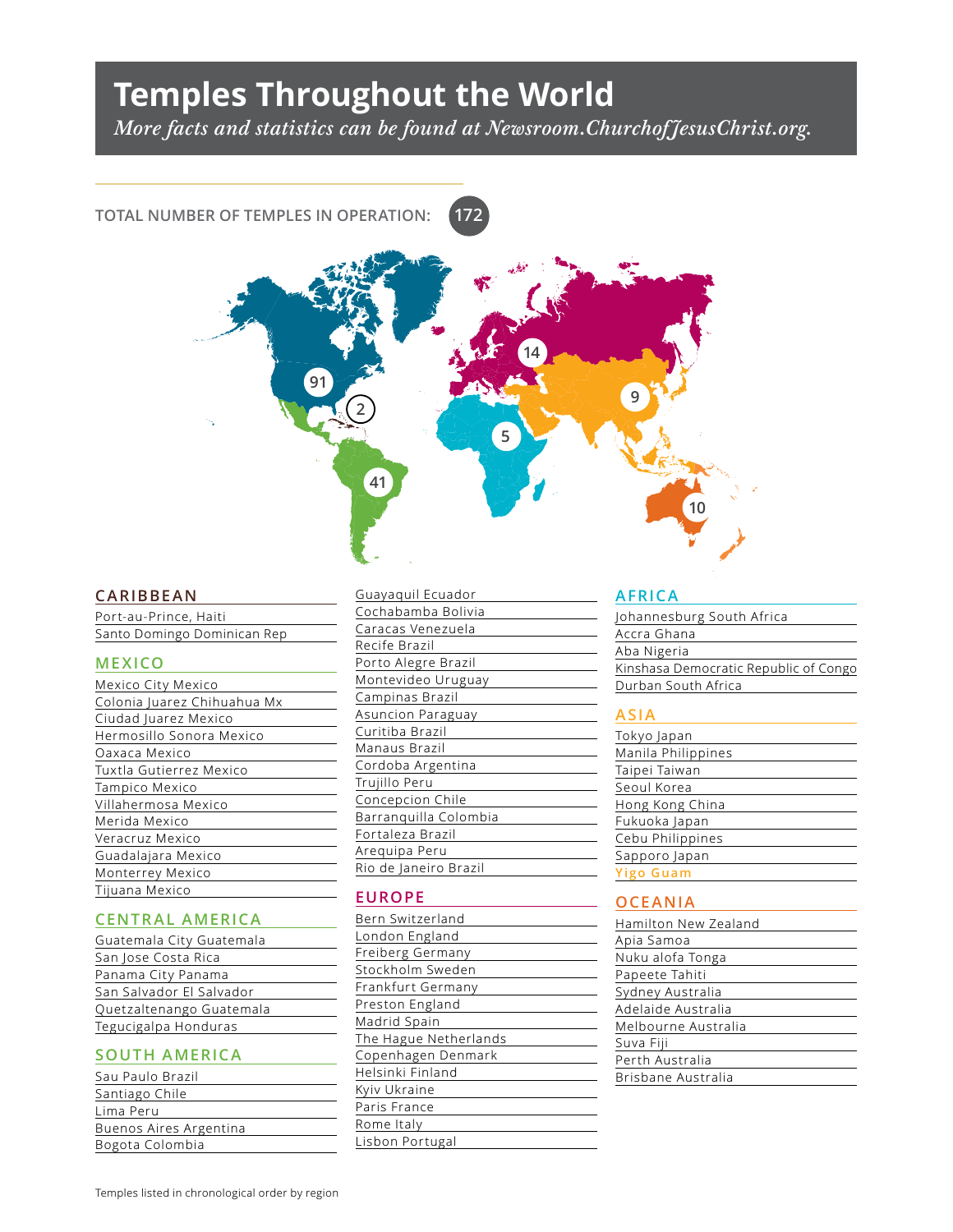# Temples Throughout the World

*More facts and statistics can be found at Newsroom.ChurchofJesusChrist.org.*

TOTAL NUMBER OF TEMPLES IN OPERATION: **172**

91

2

41

14

5

9

10

## CARIBBEAN

- Port-au-Prince, Haiti
- Santo Domingo Dominican Rep

## MEXICO

- Mexico City Mexico
- Colonia Juarez Chihuahua Mx
- Ciudad Juarez Mexico
- Hermosillo Sonora Mexico
- Oaxaca Mexico
- Tuxtla Gutierrez Mexico
- Tampico Mexico
- Villahermosa Mexico
- Merida Mexico
- Veracruz Mexico
- Guadalajara Mexico
- Monterrey Mexico
- Tijuana Mexico

## CENTRAL AMERICA

- Guatemala City Guatemala
- San Jose Costa Rica
- Panama City Panama
- San Salvador El Salvador
- Quetzaltenango Guatemala
- Tegucigalpa Honduras

## SOUTH AMERICA

- Sau Paulo Brazil
- Santiago Chile
- Lima Peru
- Buenos Aires Argentina
- Bogota Colombia
- Guayaquil Ecuador
- Cochabamba Bolivia
- Caracas Venezuela
- Recife Brazil
- Porto Alegre Brazil
- Montevideo Uruguay
- Campinas Brazil
- Asuncion Paraguay
- Curitiba Brazil
- Manaus Brazil
- Cordoba Argentina
- Trujillo Peru
- Concepcion Chile
- Barranquilla Colombia
- Fortaleza Brazil
- Arequipa Peru
- Rio de Janeiro Brazil

## EUROPE

- Bern Switzerland
- London England
- Freiberg Germany
- Stockholm Sweden
- Frankfurt Germany
- Preston England
- Madrid Spain
- The Hague Netherlands
- Copenhagen Denmark
- Helsinki Finland
- Kyiv Ukraine
- Paris France
- Rome Italy
- Lisbon Portugal

## AFRICA

- Johannesburg South Africa
- Accra Ghana
- Aba Nigeria
- Kinshasa Democratic Republic of Congo
- Durban South Africa

## ASIA

- Tokyo Japan
- Manila Philippines
- Taipei Taiwan
- Seoul Korea
- Hong Kong China
- Fukuoka Japan
- Cebu Philippines
- Sapporo Japan
- Yigo Guam

## OCEANIA

- Hamilton New Zealand
- Apia Samoa
- Nuku alofa Tonga
- Papeete Tahiti
- Sydney Australia
- Adelaide Australia
- Melbourne Australia
- Suva Fiji
- Perth Australia
- Brisbane Australia

Temples listed in chronological order by region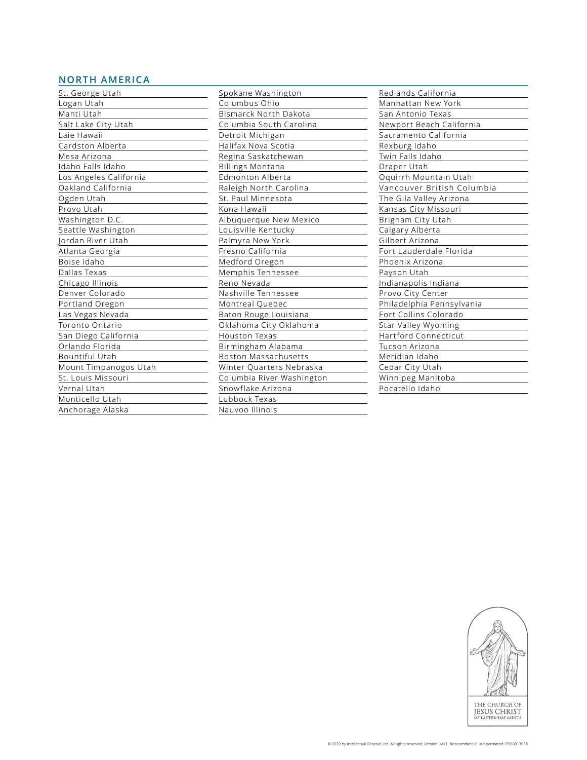## NORTH AMERICA

St. George Utah
Logan Utah
Manti Utah
Salt Lake City Utah
Laie Hawaii
Cardston Alberta
Mesa Arizona
Idaho Falls Idaho
Los Angeles California
Oakland California
Ogden Utah
Provo Utah
Washington D.C.
Seattle Washington
Jordan River Utah
Atlanta Georgia
Boise Idaho
Dallas Texas
Chicago Illinois
Denver Colorado
Portland Oregon
Las Vegas Nevada
Toronto Ontario
San Diego California
Orlando Florida
Bountiful Utah
Mount Timpanogos Utah
St. Louis Missouri
Vernal Utah
Monticello Utah
Anchorage Alaska
Spokane Washington
Columbus Ohio
Bismarck North Dakota
Columbia South Carolina
Detroit Michigan
Halifax Nova Scotia
Regina Saskatchewan
Billings Montana
Edmonton Alberta
Raleigh North Carolina
St. Paul Minnesota
Kona Hawaii
Albuquerque New Mexico
Louisville Kentucky
Palmyra New York
Fresno California
Medford Oregon
Memphis Tennessee
Reno Nevada
Nashville Tennessee
Montreal Quebec
Baton Rouge Louisiana
Oklahoma City Oklahoma
Houston Texas
Birmingham Alabama
Boston Massachusetts
Winter Quarters Nebraska
Columbia River Washington
Snowflake Arizona
Lubbock Texas
Nauvoo Illinois
Redlands California
Manhattan New York
San Antonio Texas
Newport Beach California
Sacramento California
Rexburg Idaho
Twin Falls Idaho
Draper Utah
Oquirrh Mountain Utah
Vancouver British Columbia
The Gila Valley Arizona
Kansas City Missouri
Brigham City Utah
Calgary Alberta
Gilbert Arizona
Fort Lauderdale Florida
Phoenix Arizona
Payson Utah
Indianapolis Indiana
Provo City Center
Philadelphia Pennsylvania
Fort Collins Colorado
Star Valley Wyoming
Hartford Connecticut
Tucson Arizona
Meridian Idaho
Cedar City Utah
Winnipeg Manitoba
Pocatello Idaho

THE CHURCH OF JESUS CHRIST OF LATTER-DAY SAINTS

© 2022 by Intellectual Reserve, Inc. All rights reserved. Version: 4/21. Noncommercial use permitted. PD60013038